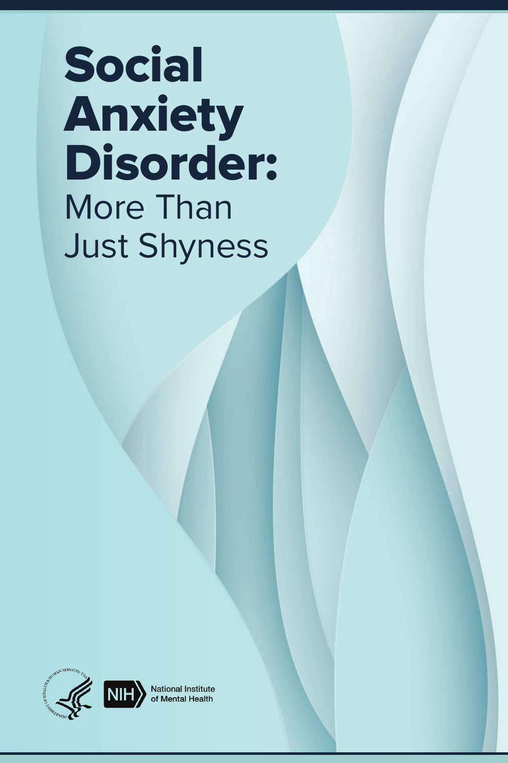# Social Anxiety Disorder:

More Than Just Shyness

National Institute of Mental Health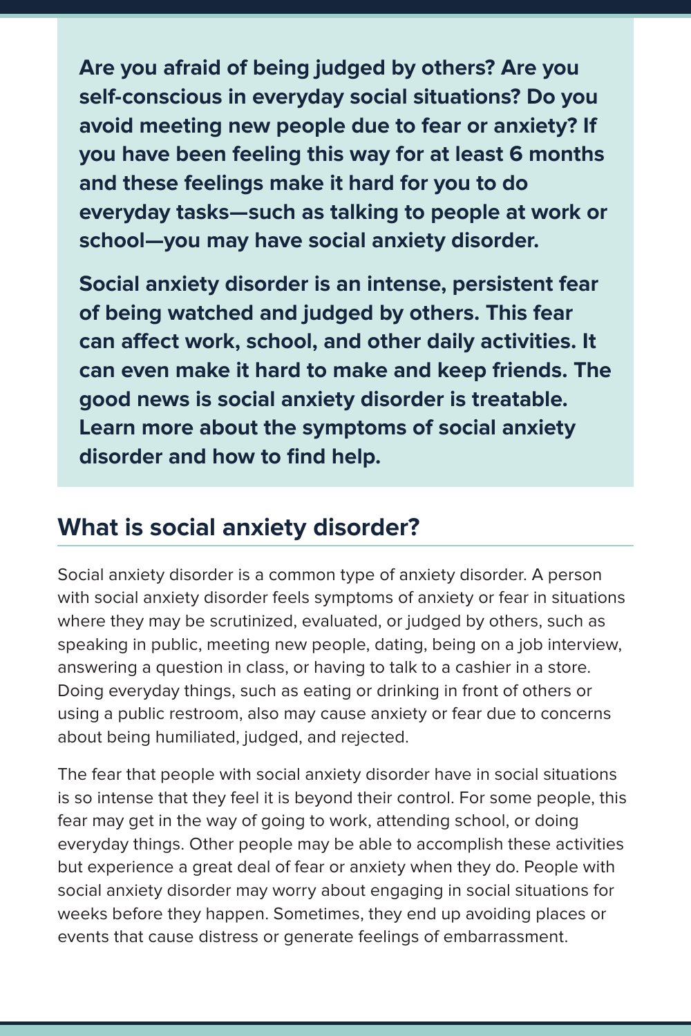**Are you afraid of being judged by others? Are you self-conscious in everyday social situations? Do you avoid meeting new people due to fear or anxiety? If you have been feeling this way for at least 6 months and these feelings make it hard for you to do everyday tasks—such as talking to people at work or school—you may have social anxiety disorder.**

**Social anxiety disorder is an intense, persistent fear of being watched and judged by others. This fear can affect work, school, and other daily activities. It can even make it hard to make and keep friends. The good news is social anxiety disorder is treatable. Learn more about the symptoms of social anxiety disorder and how to find help.**

## What is social anxiety disorder?

Social anxiety disorder is a common type of anxiety disorder. A person with social anxiety disorder feels symptoms of anxiety or fear in situations where they may be scrutinized, evaluated, or judged by others, such as speaking in public, meeting new people, dating, being on a job interview, answering a question in class, or having to talk to a cashier in a store. Doing everyday things, such as eating or drinking in front of others or using a public restroom, also may cause anxiety or fear due to concerns about being humiliated, judged, and rejected.

The fear that people with social anxiety disorder have in social situations is so intense that they feel it is beyond their control. For some people, this fear may get in the way of going to work, attending school, or doing everyday things. Other people may be able to accomplish these activities but experience a great deal of fear or anxiety when they do. People with social anxiety disorder may worry about engaging in social situations for weeks before they happen. Sometimes, they end up avoiding places or events that cause distress or generate feelings of embarrassment.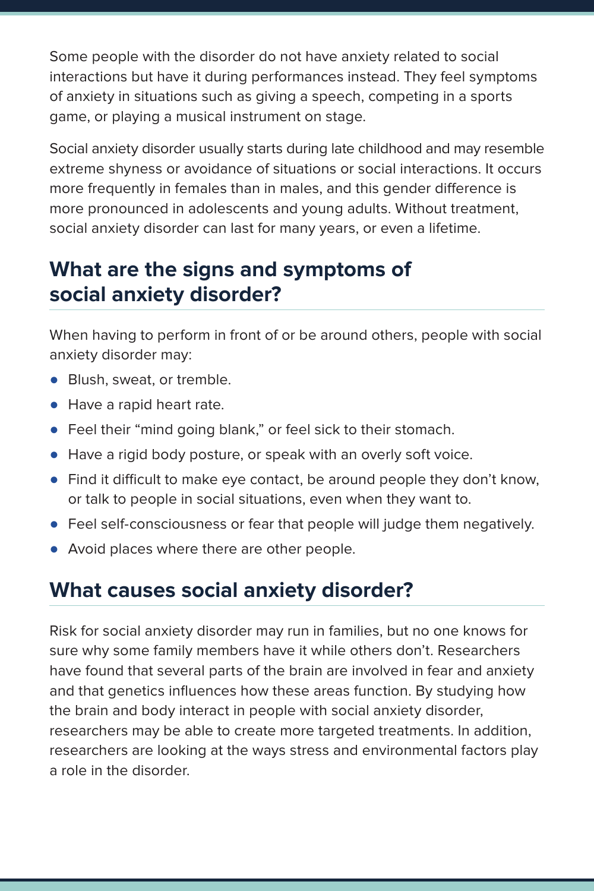Some people with the disorder do not have anxiety related to social interactions but have it during performances instead. They feel symptoms of anxiety in situations such as giving a speech, competing in a sports game, or playing a musical instrument on stage.

Social anxiety disorder usually starts during late childhood and may resemble extreme shyness or avoidance of situations or social interactions. It occurs more frequently in females than in males, and this gender difference is more pronounced in adolescents and young adults. Without treatment, social anxiety disorder can last for many years, or even a lifetime.

## What are the signs and symptoms of social anxiety disorder?

When having to perform in front of or be around others, people with social anxiety disorder may:

- Blush, sweat, or tremble.
- Have a rapid heart rate.
- Feel their "mind going blank," or feel sick to their stomach.
- Have a rigid body posture, or speak with an overly soft voice.
- Find it difficult to make eye contact, be around people they don't know, or talk to people in social situations, even when they want to.
- Feel self-consciousness or fear that people will judge them negatively.
- Avoid places where there are other people.

## What causes social anxiety disorder?

Risk for social anxiety disorder may run in families, but no one knows for sure why some family members have it while others don't. Researchers have found that several parts of the brain are involved in fear and anxiety and that genetics influences how these areas function. By studying how the brain and body interact in people with social anxiety disorder, researchers may be able to create more targeted treatments. In addition, researchers are looking at the ways stress and environmental factors play a role in the disorder.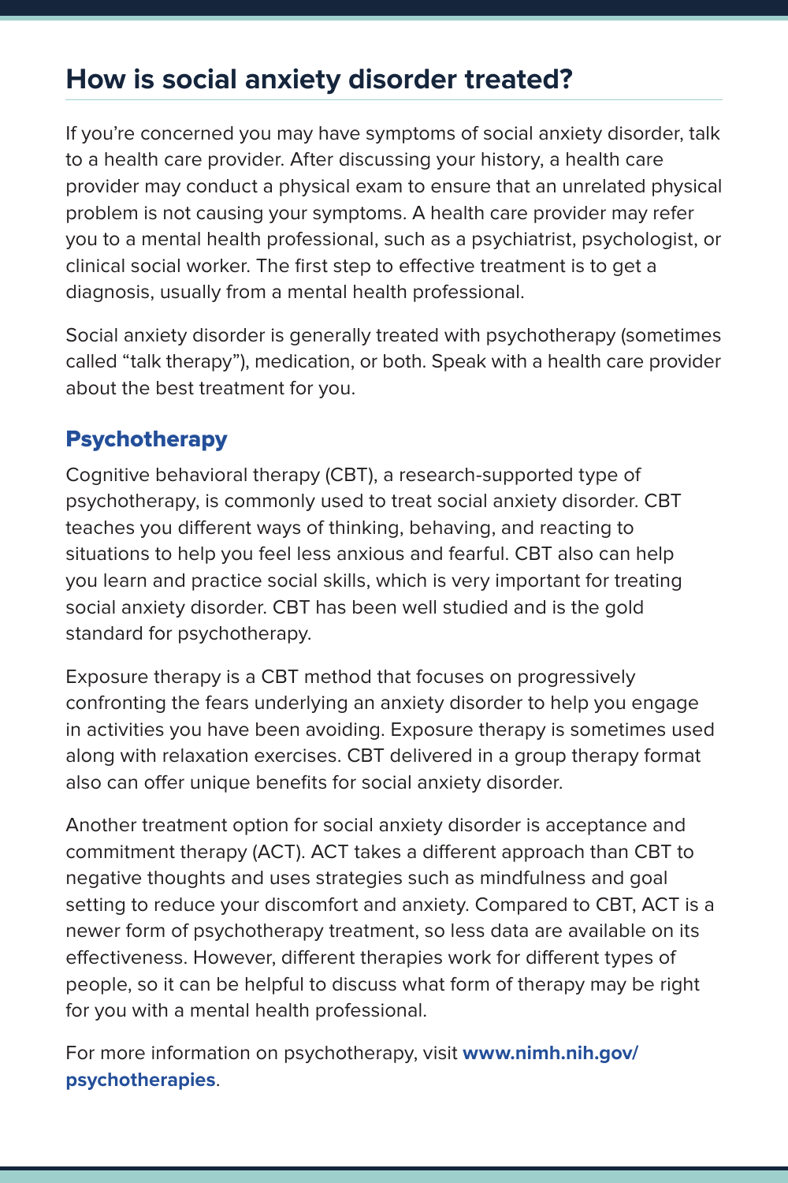## How is social anxiety disorder treated?

If you're concerned you may have symptoms of social anxiety disorder, talk to a health care provider. After discussing your history, a health care provider may conduct a physical exam to ensure that an unrelated physical problem is not causing your symptoms. A health care provider may refer you to a mental health professional, such as a psychiatrist, psychologist, or clinical social worker. The first step to effective treatment is to get a diagnosis, usually from a mental health professional.

Social anxiety disorder is generally treated with psychotherapy (sometimes called "talk therapy"), medication, or both. Speak with a health care provider about the best treatment for you.

### Psychotherapy

Cognitive behavioral therapy (CBT), a research-supported type of psychotherapy, is commonly used to treat social anxiety disorder. CBT teaches you different ways of thinking, behaving, and reacting to situations to help you feel less anxious and fearful. CBT also can help you learn and practice social skills, which is very important for treating social anxiety disorder. CBT has been well studied and is the gold standard for psychotherapy.

Exposure therapy is a CBT method that focuses on progressively confronting the fears underlying an anxiety disorder to help you engage in activities you have been avoiding. Exposure therapy is sometimes used along with relaxation exercises. CBT delivered in a group therapy format also can offer unique benefits for social anxiety disorder.

Another treatment option for social anxiety disorder is acceptance and commitment therapy (ACT). ACT takes a different approach than CBT to negative thoughts and uses strategies such as mindfulness and goal setting to reduce your discomfort and anxiety. Compared to CBT, ACT is a newer form of psychotherapy treatment, so less data are available on its effectiveness. However, different therapies work for different types of people, so it can be helpful to discuss what form of therapy may be right for you with a mental health professional.

For more information on psychotherapy, visit **www.nimh.nih.gov/psychotherapies**.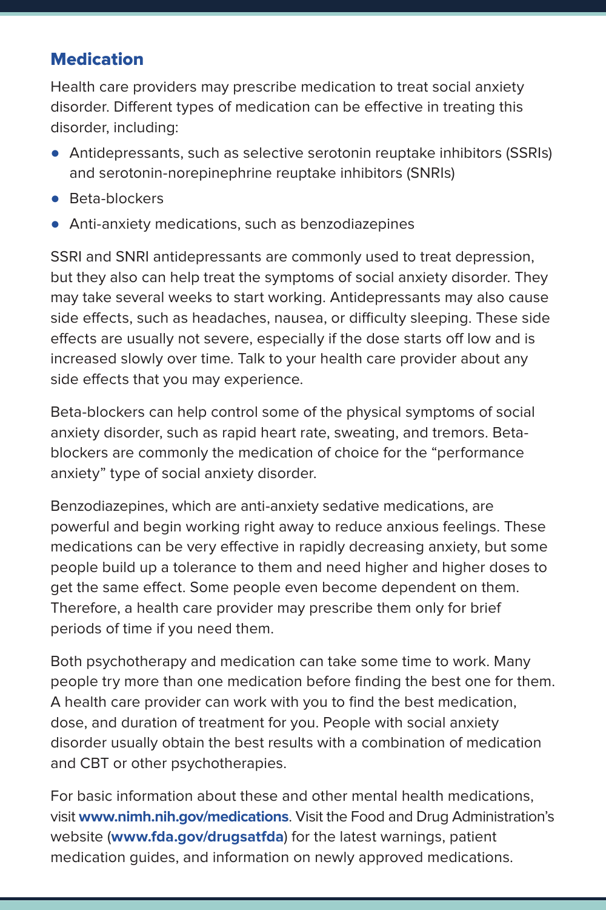## Medication

Health care providers may prescribe medication to treat social anxiety disorder. Different types of medication can be effective in treating this disorder, including:

- Antidepressants, such as selective serotonin reuptake inhibitors (SSRIs) and serotonin-norepinephrine reuptake inhibitors (SNRIs)
- Beta-blockers
- Anti-anxiety medications, such as benzodiazepines

SSRI and SNRI antidepressants are commonly used to treat depression, but they also can help treat the symptoms of social anxiety disorder. They may take several weeks to start working. Antidepressants may also cause side effects, such as headaches, nausea, or difficulty sleeping. These side effects are usually not severe, especially if the dose starts off low and is increased slowly over time. Talk to your health care provider about any side effects that you may experience.

Beta-blockers can help control some of the physical symptoms of social anxiety disorder, such as rapid heart rate, sweating, and tremors. Beta-blockers are commonly the medication of choice for the "performance anxiety" type of social anxiety disorder.

Benzodiazepines, which are anti-anxiety sedative medications, are powerful and begin working right away to reduce anxious feelings. These medications can be very effective in rapidly decreasing anxiety, but some people build up a tolerance to them and need higher and higher doses to get the same effect. Some people even become dependent on them. Therefore, a health care provider may prescribe them only for brief periods of time if you need them.

Both psychotherapy and medication can take some time to work. Many people try more than one medication before finding the best one for them. A health care provider can work with you to find the best medication, dose, and duration of treatment for you. People with social anxiety disorder usually obtain the best results with a combination of medication and CBT or other psychotherapies.

For basic information about these and other mental health medications, visit **www.nimh.nih.gov/medications**. Visit the Food and Drug Administration's website (**www.fda.gov/drugsatfda**) for the latest warnings, patient medication guides, and information on newly approved medications.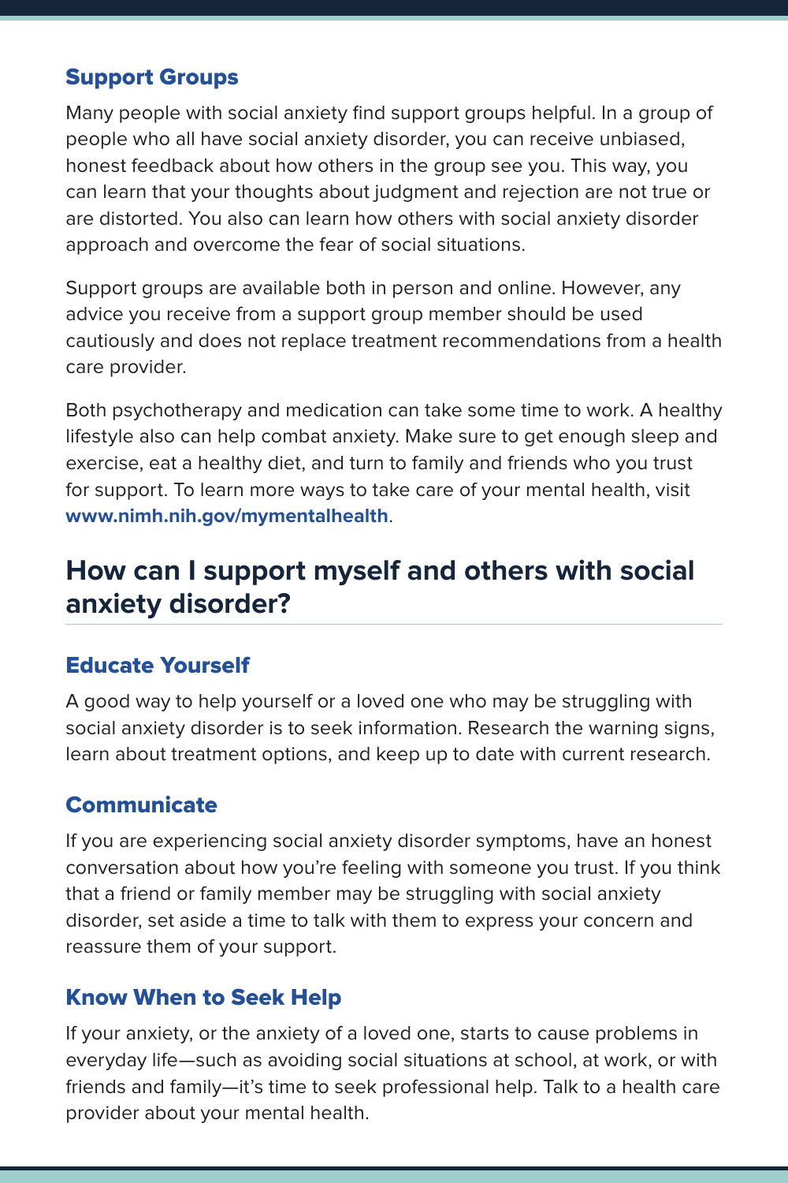### Support Groups

Many people with social anxiety find support groups helpful. In a group of people who all have social anxiety disorder, you can receive unbiased, honest feedback about how others in the group see you. This way, you can learn that your thoughts about judgment and rejection are not true or are distorted. You also can learn how others with social anxiety disorder approach and overcome the fear of social situations.

Support groups are available both in person and online. However, any advice you receive from a support group member should be used cautiously and does not replace treatment recommendations from a health care provider.

Both psychotherapy and medication can take some time to work. A healthy lifestyle also can help combat anxiety. Make sure to get enough sleep and exercise, eat a healthy diet, and turn to family and friends who you trust for support. To learn more ways to take care of your mental health, visit **www.nimh.nih.gov/mymentalhealth**.

## How can I support myself and others with social anxiety disorder?

### Educate Yourself

A good way to help yourself or a loved one who may be struggling with social anxiety disorder is to seek information. Research the warning signs, learn about treatment options, and keep up to date with current research.

### Communicate

If you are experiencing social anxiety disorder symptoms, have an honest conversation about how you're feeling with someone you trust. If you think that a friend or family member may be struggling with social anxiety disorder, set aside a time to talk with them to express your concern and reassure them of your support.

### Know When to Seek Help

If your anxiety, or the anxiety of a loved one, starts to cause problems in everyday life—such as avoiding social situations at school, at work, or with friends and family—it's time to seek professional help. Talk to a health care provider about your mental health.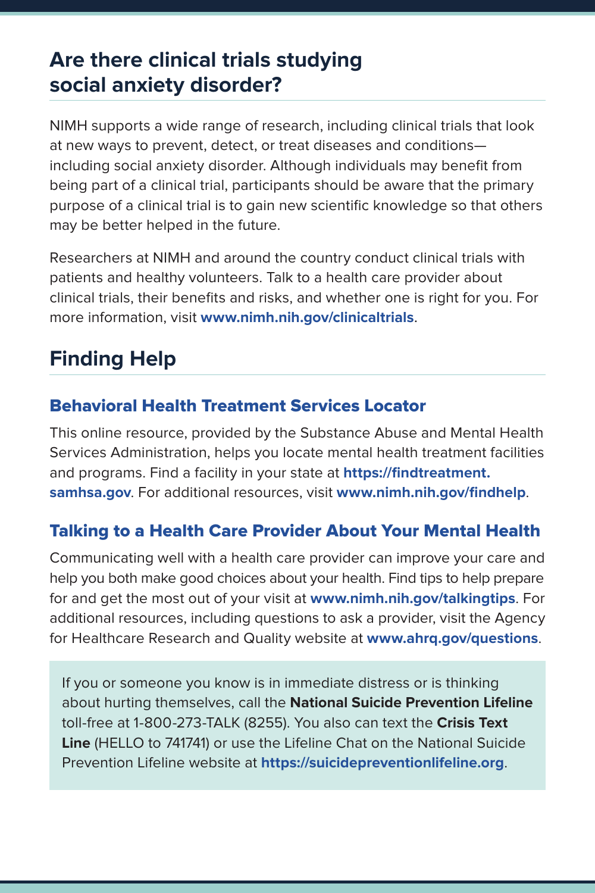## Are there clinical trials studying social anxiety disorder?

NIMH supports a wide range of research, including clinical trials that look at new ways to prevent, detect, or treat diseases and conditions—including social anxiety disorder. Although individuals may benefit from being part of a clinical trial, participants should be aware that the primary purpose of a clinical trial is to gain new scientific knowledge so that others may be better helped in the future.

Researchers at NIMH and around the country conduct clinical trials with patients and healthy volunteers. Talk to a health care provider about clinical trials, their benefits and risks, and whether one is right for you. For more information, visit **www.nimh.nih.gov/clinicaltrials**.

## Finding Help

### Behavioral Health Treatment Services Locator

This online resource, provided by the Substance Abuse and Mental Health Services Administration, helps you locate mental health treatment facilities and programs. Find a facility in your state at **https://findtreatment.samhsa.gov**. For additional resources, visit **www.nimh.nih.gov/findhelp**.

### Talking to a Health Care Provider About Your Mental Health

Communicating well with a health care provider can improve your care and help you both make good choices about your health. Find tips to help prepare for and get the most out of your visit at **www.nimh.nih.gov/talkingtips**. For additional resources, including questions to ask a provider, visit the Agency for Healthcare Research and Quality website at **www.ahrq.gov/questions**.

If you or someone you know is in immediate distress or is thinking about hurting themselves, call the **National Suicide Prevention Lifeline** toll-free at 1-800-273-TALK (8255). You also can text the **Crisis Text Line** (HELLO to 741741) or use the Lifeline Chat on the National Suicide Prevention Lifeline website at **https://suicidepreventionlifeline.org**.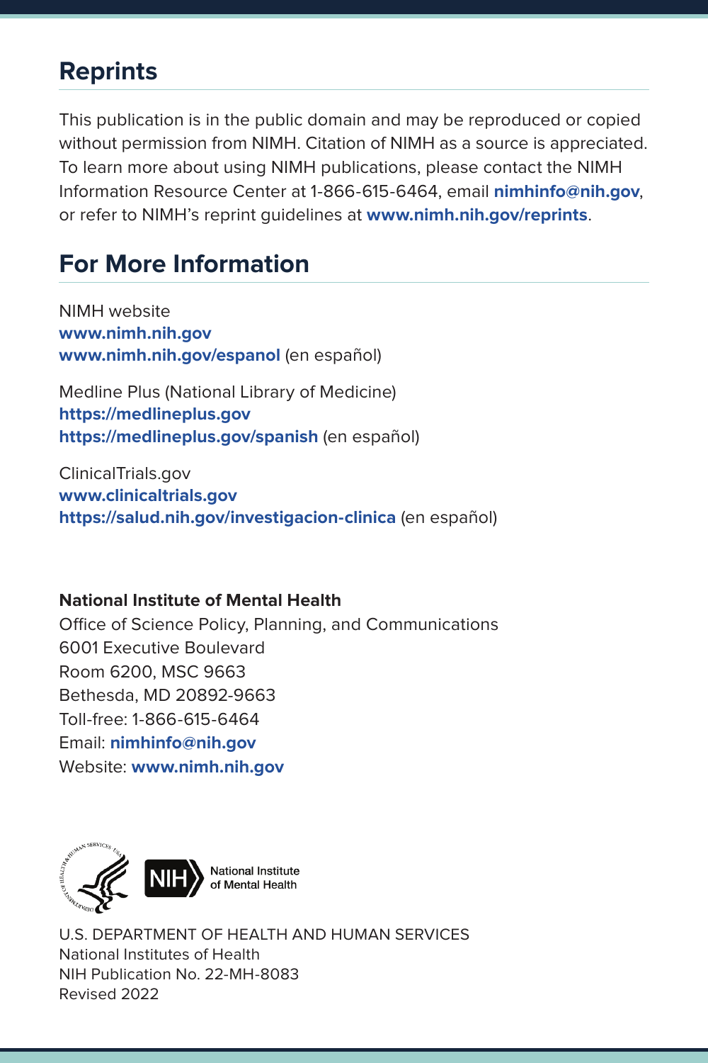## Reprints

This publication is in the public domain and may be reproduced or copied without permission from NIMH. Citation of NIMH as a source is appreciated. To learn more about using NIMH publications, please contact the NIMH Information Resource Center at 1-866-615-6464, email **nimhinfo@nih.gov**, or refer to NIMH's reprint guidelines at **www.nimh.nih.gov/reprints**.

## For More Information

NIMH website
**www.nimh.nih.gov**
**www.nimh.nih.gov/espanol** (en español)

Medline Plus (National Library of Medicine)
**https://medlineplus.gov**
**https://medlineplus.gov/spanish** (en español)

ClinicalTrials.gov
**www.clinicaltrials.gov**
**https://salud.nih.gov/investigacion-clinica** (en español)

**National Institute of Mental Health**
Office of Science Policy, Planning, and Communications
6001 Executive Boulevard
Room 6200, MSC 9663
Bethesda, MD 20892-9663
Toll-free: 1-866-615-6464
Email: **nimhinfo@nih.gov**
Website: **www.nimh.nih.gov**

NIH National Institute of Mental Health

U.S. DEPARTMENT OF HEALTH AND HUMAN SERVICES
National Institutes of Health
NIH Publication No. 22-MH-8083
Revised 2022